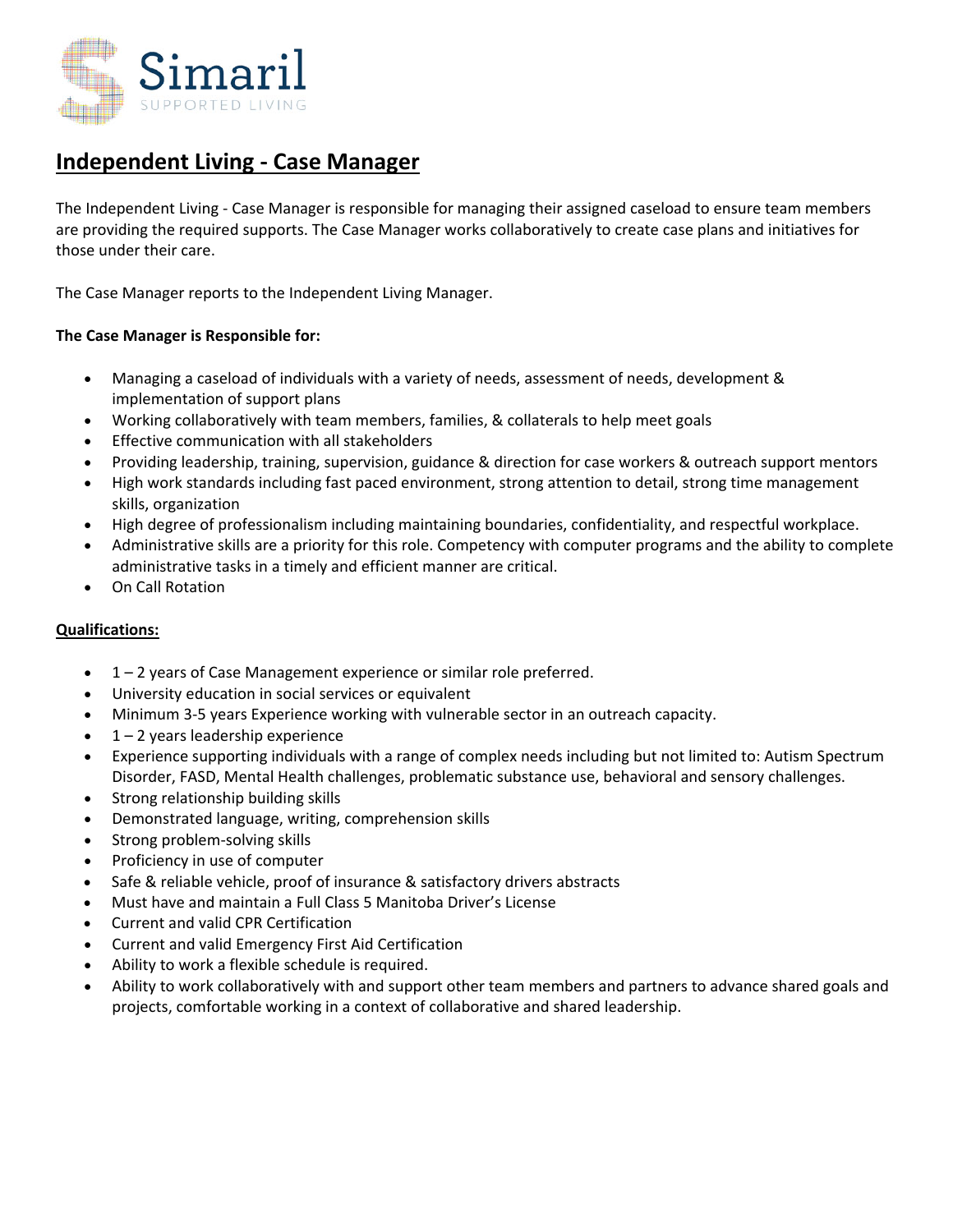Simaril

SUPPORTED LIVING

# Independent Living - Case Manager

The Independent Living - Case Manager is responsible for managing their assigned caseload to ensure team members are providing the required supports. The Case Manager works collaboratively to create case plans and initiatives for those under their care.

The Case Manager reports to the Independent Living Manager.

**The Case Manager is Responsible for:**

- Managing a caseload of individuals with a variety of needs, assessment of needs, development & implementation of support plans
- Working collaboratively with team members, families, & collaterals to help meet goals
- Effective communication with all stakeholders
- Providing leadership, training, supervision, guidance & direction for case workers & outreach support mentors
- High work standards including fast paced environment, strong attention to detail, strong time management skills, organization
- High degree of professionalism including maintaining boundaries, confidentiality, and respectful workplace.
- Administrative skills are a priority for this role. Competency with computer programs and the ability to complete administrative tasks in a timely and efficient manner are critical.
- On Call Rotation

## Qualifications:

- 1 – 2 years of Case Management experience or similar role preferred.
- University education in social services or equivalent
- Minimum 3-5 years Experience working with vulnerable sector in an outreach capacity.
- 1 – 2 years leadership experience
- Experience supporting individuals with a range of complex needs including but not limited to: Autism Spectrum Disorder, FASD, Mental Health challenges, problematic substance use, behavioral and sensory challenges.
- Strong relationship building skills
- Demonstrated language, writing, comprehension skills
- Strong problem-solving skills
- Proficiency in use of computer
- Safe & reliable vehicle, proof of insurance & satisfactory drivers abstracts
- Must have and maintain a Full Class 5 Manitoba Driver's License
- Current and valid CPR Certification
- Current and valid Emergency First Aid Certification
- Ability to work a flexible schedule is required.
- Ability to work collaboratively with and support other team members and partners to advance shared goals and projects, comfortable working in a context of collaborative and shared leadership.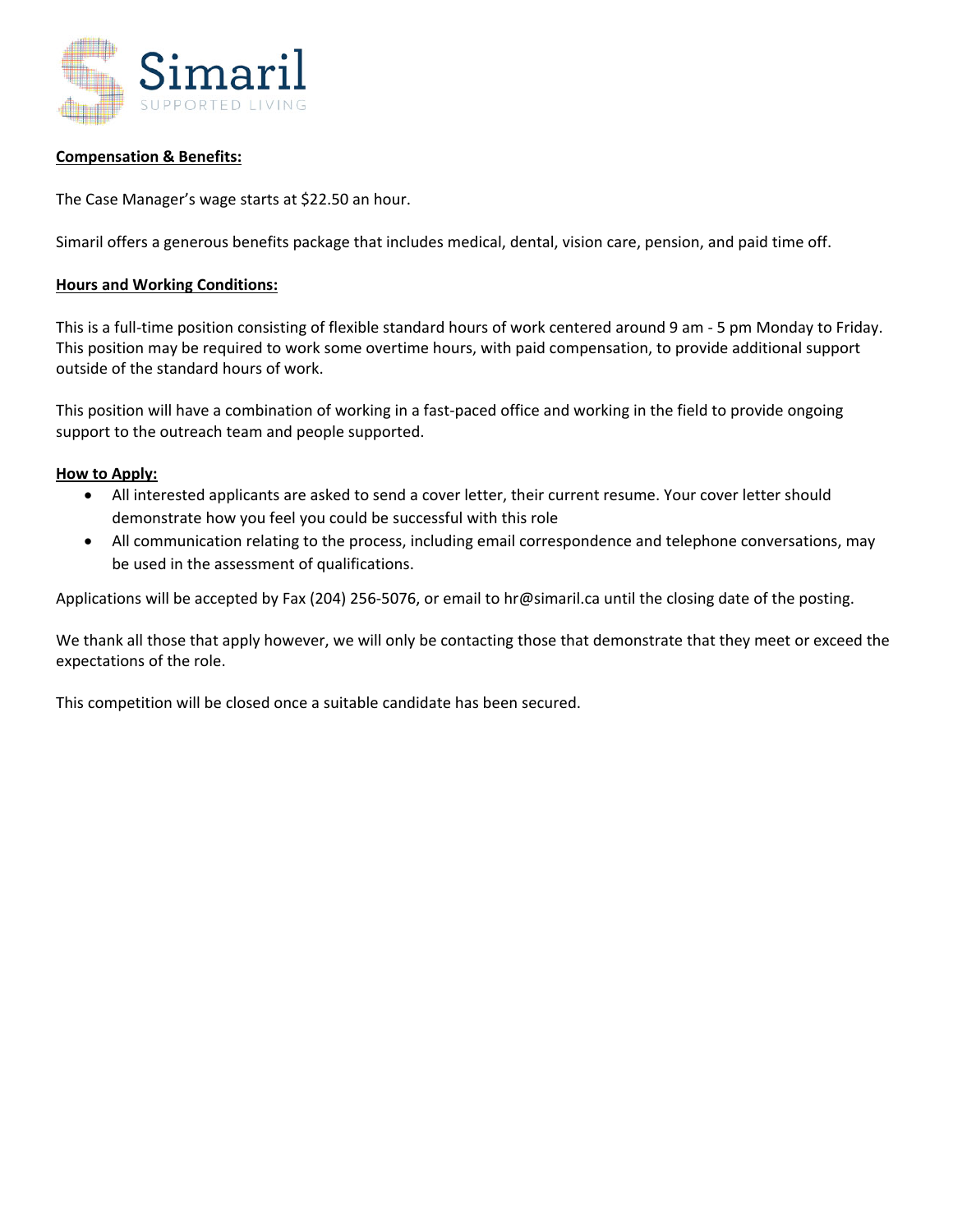Simaril

SUPPORTED LIVING

**Compensation & Benefits:**

The Case Manager's wage starts at $22.50 an hour.

Simaril offers a generous benefits package that includes medical, dental, vision care, pension, and paid time off.

**Hours and Working Conditions:**

This is a full-time position consisting of flexible standard hours of work centered around 9 am - 5 pm Monday to Friday. This position may be required to work some overtime hours, with paid compensation, to provide additional support outside of the standard hours of work.

This position will have a combination of working in a fast-paced office and working in the field to provide ongoing support to the outreach team and people supported.

**How to Apply:**

- All interested applicants are asked to send a cover letter, their current resume. Your cover letter should demonstrate how you feel you could be successful with this role
- All communication relating to the process, including email correspondence and telephone conversations, may be used in the assessment of qualifications.

Applications will be accepted by Fax (204) 256-5076, or email to hr@simaril.ca until the closing date of the posting.

We thank all those that apply however, we will only be contacting those that demonstrate that they meet or exceed the expectations of the role.

This competition will be closed once a suitable candidate has been secured.